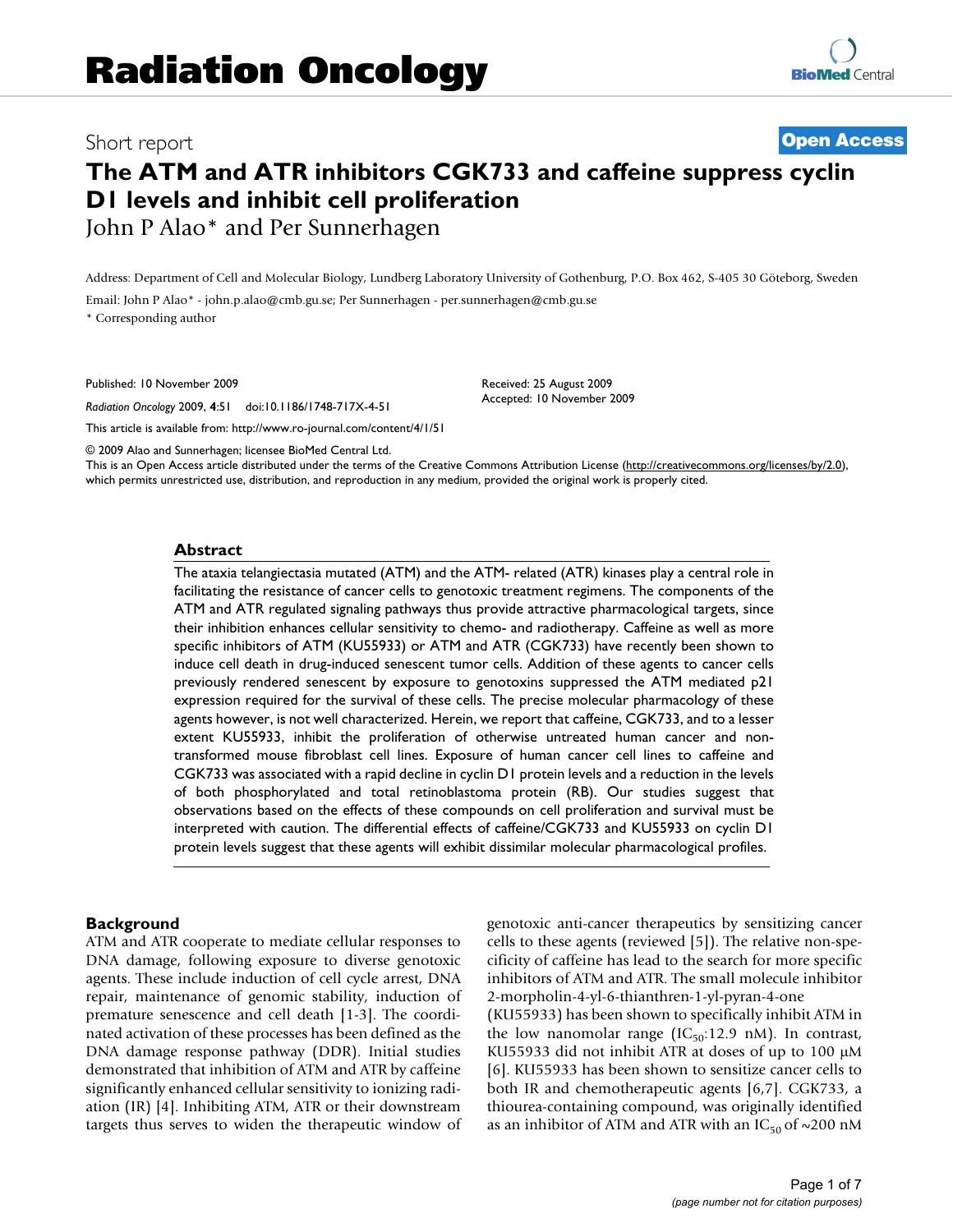# Radiation Oncology

Short report

**Open Access**

# The ATM and ATR inhibitors CGK733 and caffeine suppress cyclin D1 levels and inhibit cell proliferation

John P Alao* and Per Sunnerhagen

Address: Department of Cell and Molecular Biology, Lundberg Laboratory University of Gothenburg, P.O. Box 462, S-405 30 Göteborg, Sweden

Email: John P Alao* - john.p.alao@cmb.gu.se; Per Sunnerhagen - per.sunnerhagen@cmb.gu.se

* Corresponding author

Published: 10 November 2009

*Radiation Oncology* 2009, **4**:51 doi:10.1186/1748-717X-4-51

Received: 25 August 2009
Accepted: 10 November 2009

This article is available from: http://www.ro-journal.com/content/4/1/51

© 2009 Alao and Sunnerhagen; licensee BioMed Central Ltd.

This is an Open Access article distributed under the terms of the Creative Commons Attribution License (http://creativecommons.org/licenses/by/2.0), which permits unrestricted use, distribution, and reproduction in any medium, provided the original work is properly cited.

## Abstract

The ataxia telangiectasia mutated (ATM) and the ATM- related (ATR) kinases play a central role in facilitating the resistance of cancer cells to genotoxic treatment regimens. The components of the ATM and ATR regulated signaling pathways thus provide attractive pharmacological targets, since their inhibition enhances cellular sensitivity to chemo- and radiotherapy. Caffeine as well as more specific inhibitors of ATM (KU55933) or ATM and ATR (CGK733) have recently been shown to induce cell death in drug-induced senescent tumor cells. Addition of these agents to cancer cells previously rendered senescent by exposure to genotoxins suppressed the ATM mediated p21 expression required for the survival of these cells. The precise molecular pharmacology of these agents however, is not well characterized. Herein, we report that caffeine, CGK733, and to a lesser extent KU55933, inhibit the proliferation of otherwise untreated human cancer and non-transformed mouse fibroblast cell lines. Exposure of human cancer cell lines to caffeine and CGK733 was associated with a rapid decline in cyclin D1 protein levels and a reduction in the levels of both phosphorylated and total retinoblastoma protein (RB). Our studies suggest that observations based on the effects of these compounds on cell proliferation and survival must be interpreted with caution. The differential effects of caffeine/CGK733 and KU55933 on cyclin D1 protein levels suggest that these agents will exhibit dissimilar molecular pharmacological profiles.

## Background

ATM and ATR cooperate to mediate cellular responses to DNA damage, following exposure to diverse genotoxic agents. These include induction of cell cycle arrest, DNA repair, maintenance of genomic stability, induction of premature senescence and cell death [1-3]. The coordinated activation of these processes has been defined as the DNA damage response pathway (DDR). Initial studies demonstrated that inhibition of ATM and ATR by caffeine significantly enhanced cellular sensitivity to ionizing radiation (IR) [4]. Inhibiting ATM, ATR or their downstream targets thus serves to widen the therapeutic window of genotoxic anti-cancer therapeutics by sensitizing cancer cells to these agents (reviewed [5]). The relative non-specificity of caffeine has lead to the search for more specific inhibitors of ATM and ATR. The small molecule inhibitor 2-morpholin-4-yl-6-thianthren-1-yl-pyran-4-one (KU55933) has been shown to specifically inhibit ATM in the low nanomolar range ($IC_{50}$:12.9 nM). In contrast, KU55933 did not inhibit ATR at doses of up to 100 μM [6]. KU55933 has been shown to sensitize cancer cells to both IR and chemotherapeutic agents [6,7]. CGK733, a thiourea-containing compound, was originally identified as an inhibitor of ATM and ATR with an $IC_{50}$ of ~200 nM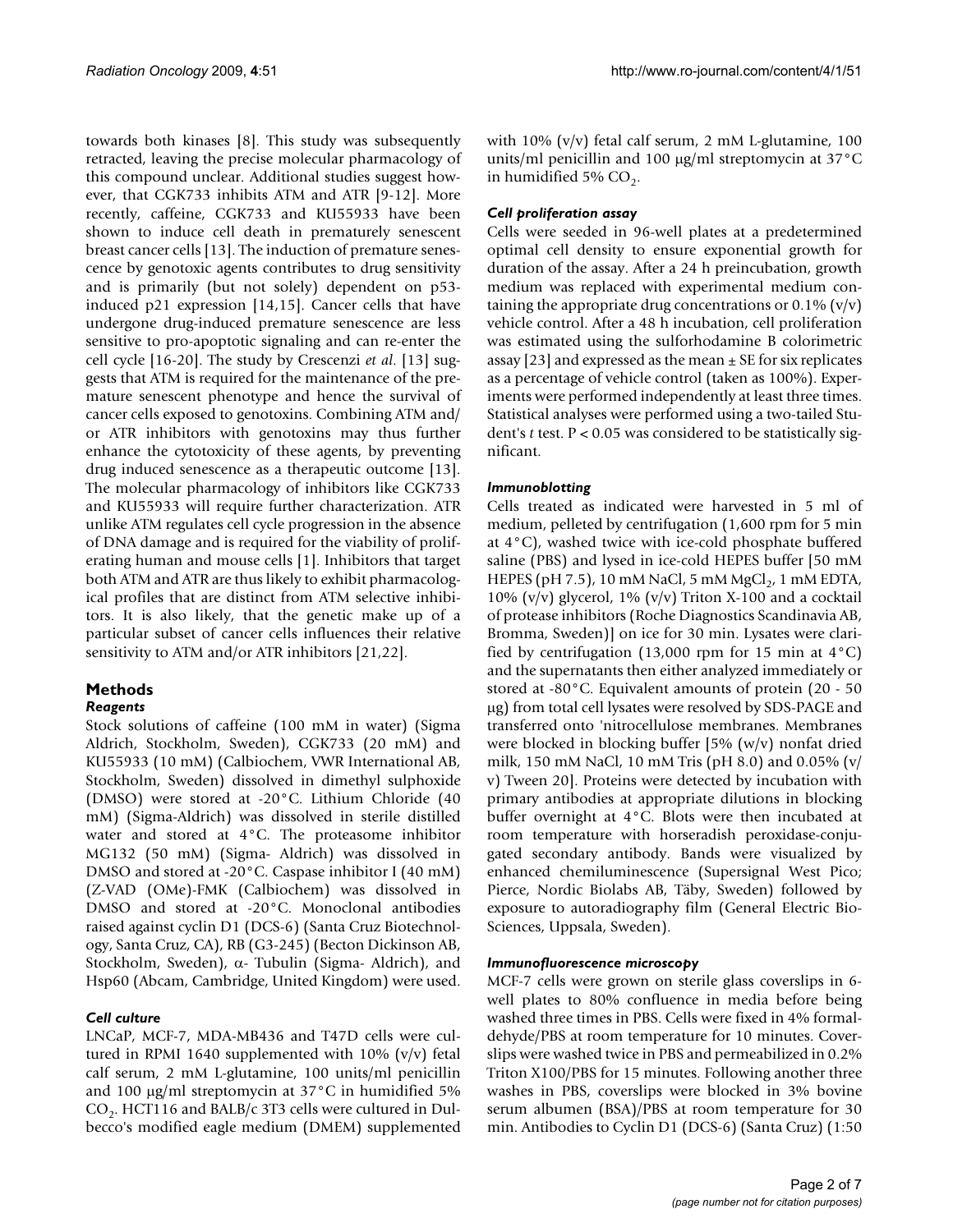towards both kinases [8]. This study was subsequently retracted, leaving the precise molecular pharmacology of this compound unclear. Additional studies suggest however, that CGK733 inhibits ATM and ATR [9-12]. More recently, caffeine, CGK733 and KU55933 have been shown to induce cell death in prematurely senescent breast cancer cells [13]. The induction of premature senescence by genotoxic agents contributes to drug sensitivity and is primarily (but not solely) dependent on p53-induced p21 expression [14,15]. Cancer cells that have undergone drug-induced premature senescence are less sensitive to pro-apoptotic signaling and can re-enter the cell cycle [16-20]. The study by Crescenzi *et al*. [13] suggests that ATM is required for the maintenance of the premature senescent phenotype and hence the survival of cancer cells exposed to genotoxins. Combining ATM and/or ATR inhibitors with genotoxins may thus further enhance the cytotoxicity of these agents, by preventing drug induced senescence as a therapeutic outcome [13]. The molecular pharmacology of inhibitors like CGK733 and KU55933 will require further characterization. ATR unlike ATM regulates cell cycle progression in the absence of DNA damage and is required for the viability of proliferating human and mouse cells [1]. Inhibitors that target both ATM and ATR are thus likely to exhibit pharmacological profiles that are distinct from ATM selective inhibitors. It is also likely, that the genetic make up of a particular subset of cancer cells influences their relative sensitivity to ATM and/or ATR inhibitors [21,22].

## Methods

### *Reagents*

Stock solutions of caffeine (100 mM in water) (Sigma Aldrich, Stockholm, Sweden), CGK733 (20 mM) and KU55933 (10 mM) (Calbiochem, VWR International AB, Stockholm, Sweden) dissolved in dimethyl sulphoxide (DMSO) were stored at -20°C. Lithium Chloride (40 mM) (Sigma-Aldrich) was dissolved in sterile distilled water and stored at 4°C. The proteasome inhibitor MG132 (50 mM) (Sigma- Aldrich) was dissolved in DMSO and stored at -20°C. Caspase inhibitor I (40 mM) (Z-VAD (OMe)-FMK (Calbiochem) was dissolved in DMSO and stored at -20°C. Monoclonal antibodies raised against cyclin D1 (DCS-6) (Santa Cruz Biotechnology, Santa Cruz, CA), RB (G3-245) (Becton Dickinson AB, Stockholm, Sweden), α- Tubulin (Sigma- Aldrich), and Hsp60 (Abcam, Cambridge, United Kingdom) were used.

### *Cell culture*

LNCaP, MCF-7, MDA-MB436 and T47D cells were cultured in RPMI 1640 supplemented with 10% (v/v) fetal calf serum, 2 mM L-glutamine, 100 units/ml penicillin and 100 μg/ml streptomycin at 37°C in humidified 5% $CO_2$. HCT116 and BALB/c 3T3 cells were cultured in Dulbecco's modified eagle medium (DMEM) supplemented with 10% (v/v) fetal calf serum, 2 mM L-glutamine, 100 units/ml penicillin and 100 μg/ml streptomycin at 37°C in humidified 5% $CO_2$.

### *Cell proliferation assay*

Cells were seeded in 96-well plates at a predetermined optimal cell density to ensure exponential growth for duration of the assay. After a 24 h preincubation, growth medium was replaced with experimental medium containing the appropriate drug concentrations or 0.1% (v/v) vehicle control. After a 48 h incubation, cell proliferation was estimated using the sulforhodamine B colorimetric assay [23] and expressed as the mean ± SE for six replicates as a percentage of vehicle control (taken as 100%). Experiments were performed independently at least three times. Statistical analyses were performed using a two-tailed Student's *t* test. $P < 0.05$ was considered to be statistically significant.

### *Immunoblotting*

Cells treated as indicated were harvested in 5 ml of medium, pelleted by centrifugation (1,600 rpm for 5 min at 4°C), washed twice with ice-cold phosphate buffered saline (PBS) and lysed in ice-cold HEPES buffer [50 mM HEPES (pH 7.5), 10 mM NaCl, 5 mM $MgCl_2$, 1 mM EDTA, 10% (v/v) glycerol, 1% (v/v) Triton X-100 and a cocktail of protease inhibitors (Roche Diagnostics Scandinavia AB, Bromma, Sweden)] on ice for 30 min. Lysates were clarified by centrifugation (13,000 rpm for 15 min at 4°C) and the supernatants then either analyzed immediately or stored at -80°C. Equivalent amounts of protein (20 - 50 μg) from total cell lysates were resolved by SDS-PAGE and transferred onto 'nitrocellulose membranes. Membranes were blocked in blocking buffer [5% (w/v) nonfat dried milk, 150 mM NaCl, 10 mM Tris (pH 8.0) and 0.05% (v/v) Tween 20]. Proteins were detected by incubation with primary antibodies at appropriate dilutions in blocking buffer overnight at 4°C. Blots were then incubated at room temperature with horseradish peroxidase-conjugated secondary antibody. Bands were visualized by enhanced chemiluminescence (Supersignal West Pico; Pierce, Nordic Biolabs AB, Täby, Sweden) followed by exposure to autoradiography film (General Electric Bio-Sciences, Uppsala, Sweden).

### *Immunofluorescence microscopy*

MCF-7 cells were grown on sterile glass coverslips in 6-well plates to 80% confluence in media before being washed three times in PBS. Cells were fixed in 4% formaldehyde/PBS at room temperature for 10 minutes. Coverslips were washed twice in PBS and permeabilized in 0.2% Triton X100/PBS for 15 minutes. Following another three washes in PBS, coverslips were blocked in 3% bovine serum albumen (BSA)/PBS at room temperature for 30 min. Antibodies to Cyclin D1 (DCS-6) (Santa Cruz) (1:50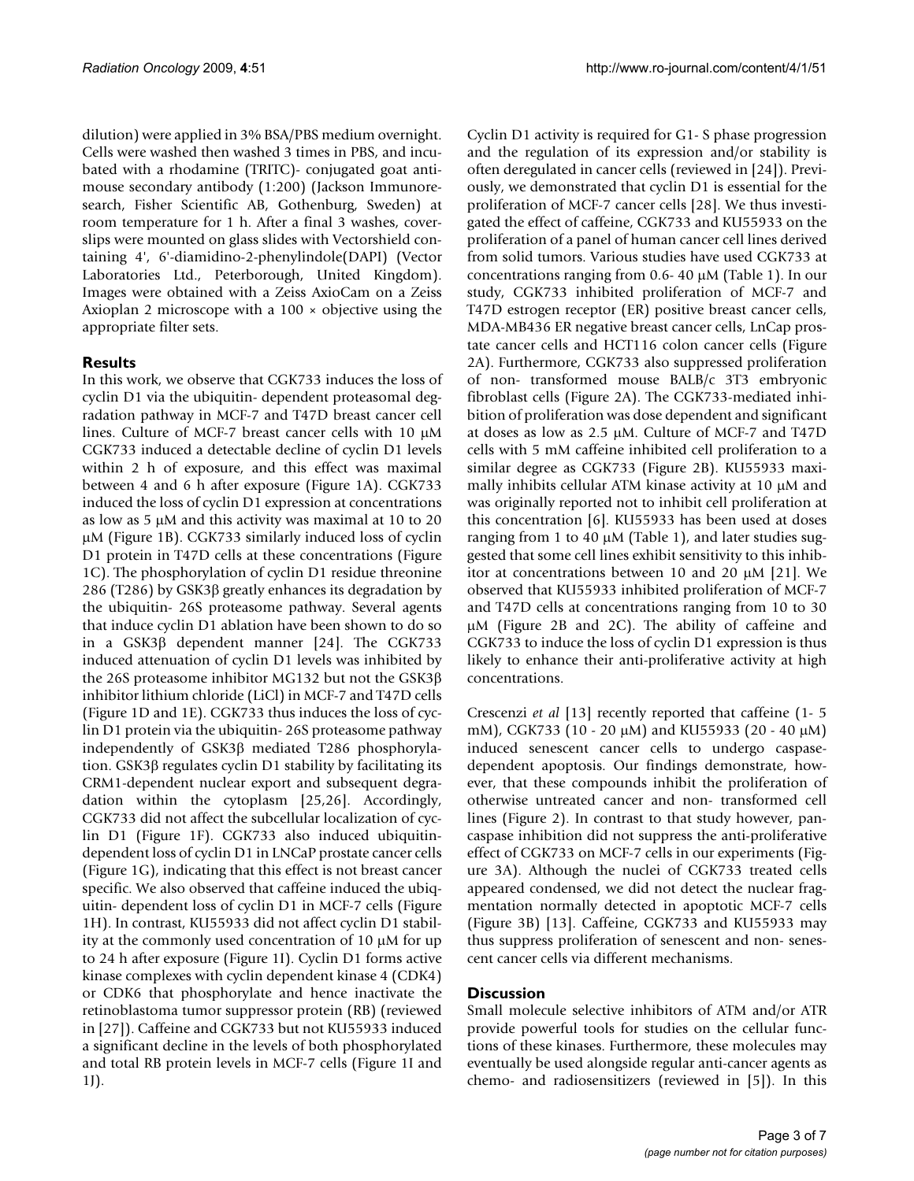dilution) were applied in 3% BSA/PBS medium overnight. Cells were washed then washed 3 times in PBS, and incubated with a rhodamine (TRITC)- conjugated goat anti-mouse secondary antibody (1:200) (Jackson Immunoresearch, Fisher Scientific AB, Gothenburg, Sweden) at room temperature for 1 h. After a final 3 washes, coverslips were mounted on glass slides with Vectorshield containing 4', 6'-diamidino-2-phenylindole(DAPI) (Vector Laboratories Ltd., Peterborough, United Kingdom). Images were obtained with a Zeiss AxioCam on a Zeiss Axioplan 2 microscope with a 100 × objective using the appropriate filter sets.

## Results

In this work, we observe that CGK733 induces the loss of cyclin D1 via the ubiquitin- dependent proteasomal degradation pathway in MCF-7 and T47D breast cancer cell lines. Culture of MCF-7 breast cancer cells with 10 μM CGK733 induced a detectable decline of cyclin D1 levels within 2 h of exposure, and this effect was maximal between 4 and 6 h after exposure (Figure 1A). CGK733 induced the loss of cyclin D1 expression at concentrations as low as 5 μM and this activity was maximal at 10 to 20 μM (Figure 1B). CGK733 similarly induced loss of cyclin D1 protein in T47D cells at these concentrations (Figure 1C). The phosphorylation of cyclin D1 residue threonine 286 (T286) by GSK3β greatly enhances its degradation by the ubiquitin- 26S proteasome pathway. Several agents that induce cyclin D1 ablation have been shown to do so in a GSK3β dependent manner [24]. The CGK733 induced attenuation of cyclin D1 levels was inhibited by the 26S proteasome inhibitor MG132 but not the GSK3β inhibitor lithium chloride (LiCl) in MCF-7 and T47D cells (Figure 1D and 1E). CGK733 thus induces the loss of cyclin D1 protein via the ubiquitin- 26S proteasome pathway independently of GSK3β mediated T286 phosphorylation. GSK3β regulates cyclin D1 stability by facilitating its CRM1-dependent nuclear export and subsequent degradation within the cytoplasm [25,26]. Accordingly, CGK733 did not affect the subcellular localization of cyclin D1 (Figure 1F). CGK733 also induced ubiquitin-dependent loss of cyclin D1 in LNCaP prostate cancer cells (Figure 1G), indicating that this effect is not breast cancer specific. We also observed that caffeine induced the ubiquitin- dependent loss of cyclin D1 in MCF-7 cells (Figure 1H). In contrast, KU55933 did not affect cyclin D1 stability at the commonly used concentration of 10 μM for up to 24 h after exposure (Figure 1I). Cyclin D1 forms active kinase complexes with cyclin dependent kinase 4 (CDK4) or CDK6 that phosphorylate and hence inactivate the retinoblastoma tumor suppressor protein (RB) (reviewed in [27]). Caffeine and CGK733 but not KU55933 induced a significant decline in the levels of both phosphorylated and total RB protein levels in MCF-7 cells (Figure 1I and 1J).

Cyclin D1 activity is required for G1- S phase progression and the regulation of its expression and/or stability is often deregulated in cancer cells (reviewed in [24]). Previously, we demonstrated that cyclin D1 is essential for the proliferation of MCF-7 cancer cells [28]. We thus investigated the effect of caffeine, CGK733 and KU55933 on the proliferation of a panel of human cancer cell lines derived from solid tumors. Various studies have used CGK733 at concentrations ranging from 0.6- 40 μM (Table 1). In our study, CGK733 inhibited proliferation of MCF-7 and T47D estrogen receptor (ER) positive breast cancer cells, MDA-MB436 ER negative breast cancer cells, LnCap prostate cancer cells and HCT116 colon cancer cells (Figure 2A). Furthermore, CGK733 also suppressed proliferation of non- transformed mouse BALB/c 3T3 embryonic fibroblast cells (Figure 2A). The CGK733-mediated inhibition of proliferation was dose dependent and significant at doses as low as 2.5 μM. Culture of MCF-7 and T47D cells with 5 mM caffeine inhibited cell proliferation to a similar degree as CGK733 (Figure 2B). KU55933 maximally inhibits cellular ATM kinase activity at 10 μM and was originally reported not to inhibit cell proliferation at this concentration [6]. KU55933 has been used at doses ranging from 1 to 40 μM (Table 1), and later studies suggested that some cell lines exhibit sensitivity to this inhibitor at concentrations between 10 and 20 μM [21]. We observed that KU55933 inhibited proliferation of MCF-7 and T47D cells at concentrations ranging from 10 to 30 μM (Figure 2B and 2C). The ability of caffeine and CGK733 to induce the loss of cyclin D1 expression is thus likely to enhance their anti-proliferative activity at high concentrations.

Crescenzi *et al* [13] recently reported that caffeine (1- 5 mM), CGK733 (10 - 20 μM) and KU55933 (20 - 40 μM) induced senescent cancer cells to undergo caspase-dependent apoptosis. Our findings demonstrate, however, that these compounds inhibit the proliferation of otherwise untreated cancer and non- transformed cell lines (Figure 2). In contrast to that study however, pan-caspase inhibition did not suppress the anti-proliferative effect of CGK733 on MCF-7 cells in our experiments (Figure 3A). Although the nuclei of CGK733 treated cells appeared condensed, we did not detect the nuclear fragmentation normally detected in apoptotic MCF-7 cells (Figure 3B) [13]. Caffeine, CGK733 and KU55933 may thus suppress proliferation of senescent and non- senescent cancer cells via different mechanisms.

## Discussion

Small molecule selective inhibitors of ATM and/or ATR provide powerful tools for studies on the cellular functions of these kinases. Furthermore, these molecules may eventually be used alongside regular anti-cancer agents as chemo- and radiosensitizers (reviewed in [5]). In this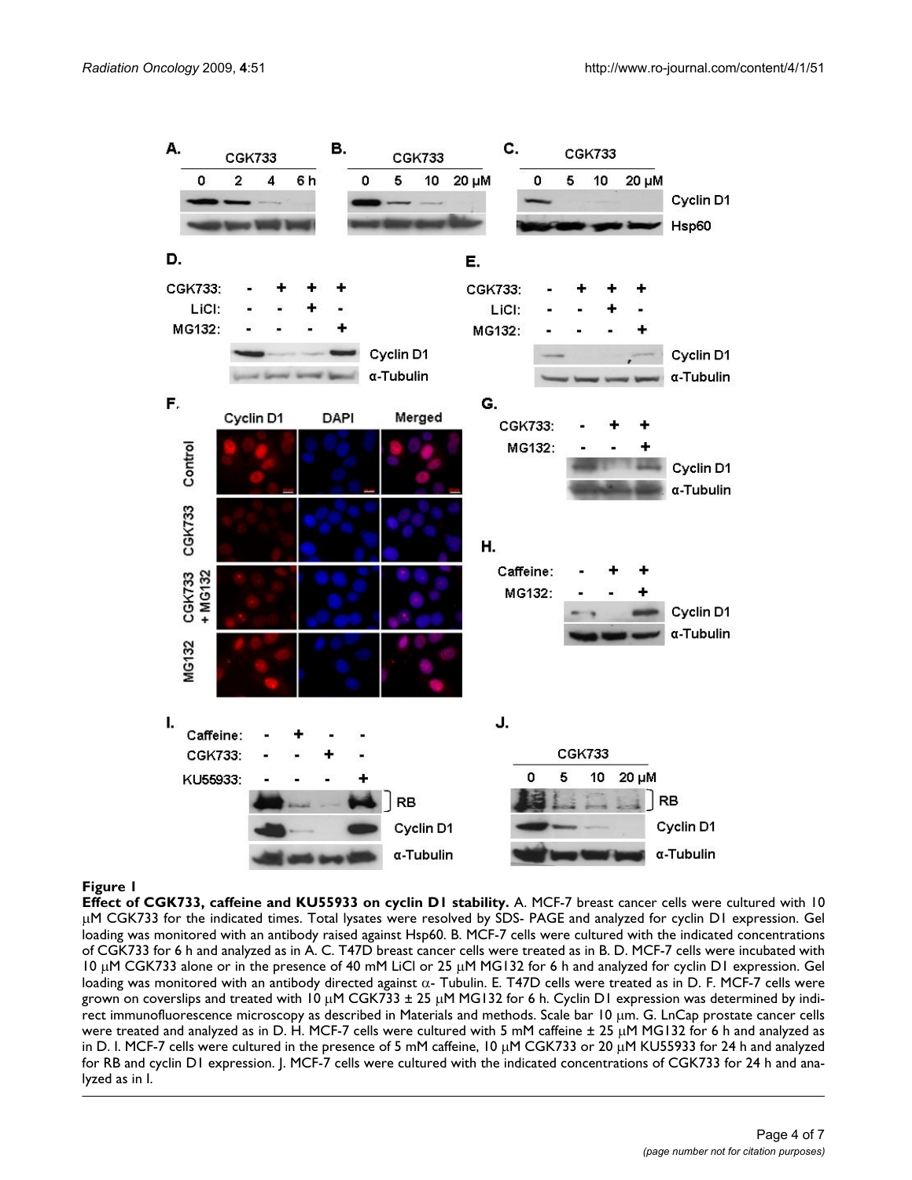**Figure 1**

**Effect of CGK733, caffeine and KU55933 on cyclin D1 stability.** A. MCF-7 breast cancer cells were cultured with 10 μM CGK733 for the indicated times. Total lysates were resolved by SDS- PAGE and analyzed for cyclin D1 expression. Gel loading was monitored with an antibody raised against Hsp60. B. MCF-7 cells were cultured with the indicated concentrations of CGK733 for 6 h and analyzed as in A. C. T47D breast cancer cells were treated as in B. D. MCF-7 cells were incubated with 10 μM CGK733 alone or in the presence of 40 mM LiCl or 25 μM MG132 for 6 h and analyzed for cyclin D1 expression. Gel loading was monitored with an antibody directed against α- Tubulin. E. T47D cells were treated as in D. F. MCF-7 cells were grown on coverslips and treated with 10 μM CGK733 ± 25 μM MG132 for 6 h. Cyclin D1 expression was determined by indirect immunofluorescence microscopy as described in Materials and methods. Scale bar 10 μm. G. LnCap prostate cancer cells were treated and analyzed as in D. H. MCF-7 cells were cultured with 5 mM caffeine ± 25 μM MG132 for 6 h and analyzed as in D. I. MCF-7 cells were cultured in the presence of 5 mM caffeine, 10 μM CGK733 or 20 μM KU55933 for 24 h and analyzed for RB and cyclin D1 expression. J. MCF-7 cells were cultured with the indicated concentrations of CGK733 for 24 h and analyzed as in I.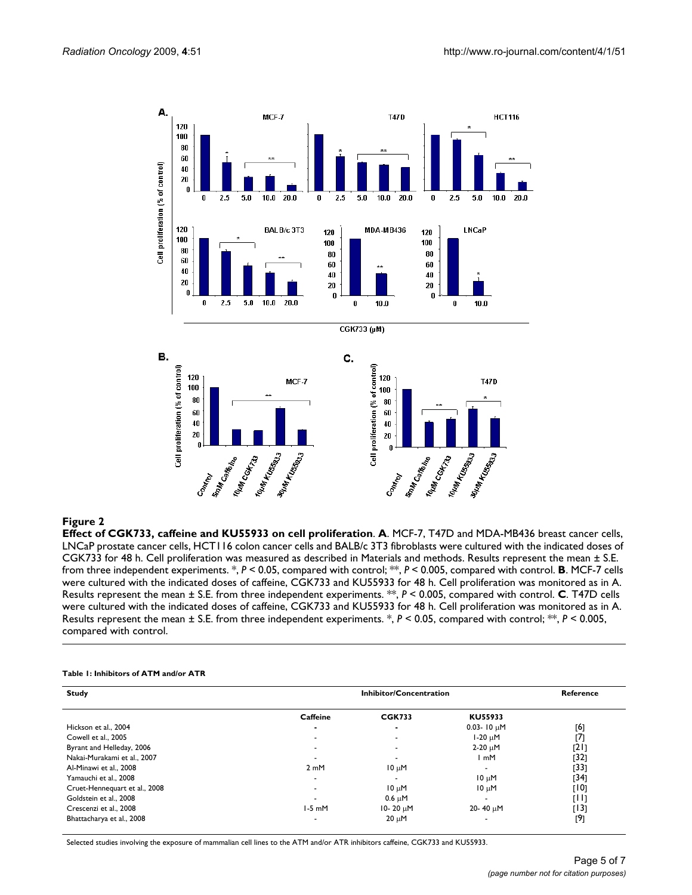**Figure 2**

**Effect of CGK733, caffeine and KU55933 on cell proliferation**. **A**. MCF-7, T47D and MDA-MB436 breast cancer cells, LNCaP prostate cancer cells, HCT116 colon cancer cells and BALB/c 3T3 fibroblasts were cultured with the indicated doses of CGK733 for 48 h. Cell proliferation was measured as described in Materials and methods. Results represent the mean ± S.E. from three independent experiments. *, $P < 0.05$, compared with control; **, $P < 0.005$, compared with control. **B**. MCF-7 cells were cultured with the indicated doses of caffeine, CGK733 and KU55933 for 48 h. Cell proliferation was monitored as in A. Results represent the mean ± S.E. from three independent experiments. **, $P < 0.005$, compared with control. **C**. T47D cells were cultured with the indicated doses of caffeine, CGK733 and KU55933 for 48 h. Cell proliferation was monitored as in A. Results represent the mean ± S.E. from three independent experiments. *, $P < 0.05$, compared with control; **, $P < 0.005$, compared with control.

**Table 1: Inhibitors of ATM and/or ATR**

| Study | Inhibitor/Concentration | | | Reference |
|---|---|---|---|---|
| | Caffeine | CGK733 | KU55933 | |
| Hickson et al., 2004 | - | - | 0.03- 10 μM | [6] |
| Cowell et al., 2005 | - | - | 1-20 μM | [7] |
| Byrant and Helleday, 2006 | - | - | 2-20 μM | [21] |
| Nakai-Murakami et al., 2007 | - | - | 1 mM | [32] |
| Al-Minawi et al., 2008 | 2 mM | 10 μM | - | [33] |
| Yamauchi et al., 2008 | - | - | 10 μM | [34] |
| Cruet-Hennequart et al., 2008 | - | 10 μM | 10 μM | [10] |
| Goldstein et al., 2008 | - | 0.6 μM | - | [11] |
| Crescenzi et al., 2008 | 1-5 mM | 10- 20 μM | 20- 40 μM | [13] |
| Bhattacharya et al., 2008 | - | 20 μM | - | [9] |

Selected studies involving the exposure of mammalian cell lines to the ATM and/or ATR inhibitors caffeine, CGK733 and KU55933.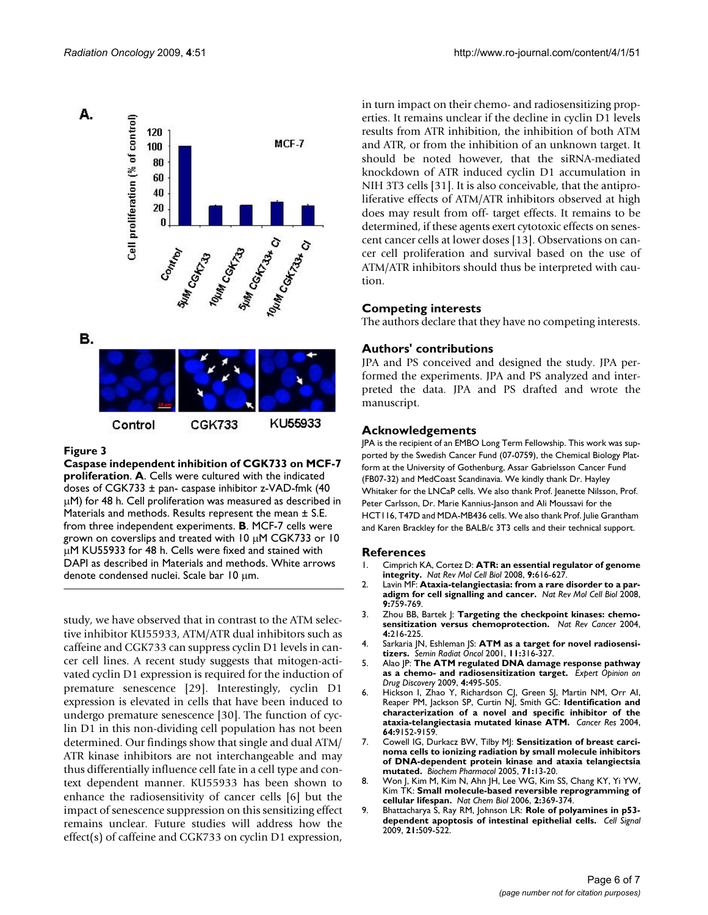**Figure 3**

**Caspase independent inhibition of CGK733 on MCF-7 proliferation**. **A**. Cells were cultured with the indicated doses of CGK733 ± pan- caspase inhibitor z-VAD-fmk (40 μM) for 48 h. Cell proliferation was measured as described in Materials and methods. Results represent the mean ± S.E. from three independent experiments. **B**. MCF-7 cells were grown on coverslips and treated with 10 μM CGK733 or 10 μM KU55933 for 48 h. Cells were fixed and stained with DAPI as described in Materials and methods. White arrows denote condensed nuclei. Scale bar 10 μm.

study, we have observed that in contrast to the ATM selective inhibitor KU55933, ATM/ATR dual inhibitors such as caffeine and CGK733 can suppress cyclin D1 levels in cancer cell lines. A recent study suggests that mitogen-activated cyclin D1 expression is required for the induction of premature senescence [29]. Interestingly, cyclin D1 expression is elevated in cells that have been induced to undergo premature senescence [30]. The function of cyclin D1 in this non-dividing cell population has not been determined. Our findings show that single and dual ATM/ATR kinase inhibitors are not interchangeable and may thus differentially influence cell fate in a cell type and context dependent manner. KU55933 has been shown to enhance the radiosensitivity of cancer cells [6] but the impact of senescence suppression on this sensitizing effect remains unclear. Future studies will address how the effect(s) of caffeine and CGK733 on cyclin D1 expression, in turn impact on their chemo- and radiosensitizing properties. It remains unclear if the decline in cyclin D1 levels results from ATR inhibition, the inhibition of both ATM and ATR, or from the inhibition of an unknown target. It should be noted however, that the siRNA-mediated knockdown of ATR induced cyclin D1 accumulation in NIH 3T3 cells [31]. It is also conceivable, that the antiproliferative effects of ATM/ATR inhibitors observed at high does may result from off- target effects. It remains to be determined, if these agents exert cytotoxic effects on senescent cancer cells at lower doses [13]. Observations on cancer cell proliferation and survival based on the use of ATM/ATR inhibitors should thus be interpreted with caution.

## Competing interests

The authors declare that they have no competing interests.

## Authors' contributions

JPA and PS conceived and designed the study. JPA performed the experiments. JPA and PS analyzed and interpreted the data. JPA and PS drafted and wrote the manuscript.

## Acknowledgements

JPA is the recipient of an EMBO Long Term Fellowship. This work was supported by the Swedish Cancer Fund (07-0759), the Chemical Biology Platform at the University of Gothenburg, Assar Gabrielsson Cancer Fund (FB07-32) and MedCoast Scandinavia. We kindly thank Dr. Hayley Whitaker for the LNCaP cells. We also thank Prof. Jeanette Nilsson, Prof. Peter Carlsson, Dr. Marie Kannius-Janson and Ali Moussavi for the HCT116, T47D and MDA-MB436 cells. We also thank Prof. Julie Grantham and Karen Brackley for the BALB/c 3T3 cells and their technical support.

## References

1. Cimprich KA, Cortez D: **ATR: an essential regulator of genome integrity.** *Nat Rev Mol Cell Biol* 2008, **9:**616-627.
2. Lavin MF: **Ataxia-telangiectasia: from a rare disorder to a paradigm for cell signalling and cancer.** *Nat Rev Mol Cell Biol* 2008, **9:**759-769.
3. Zhou BB, Bartek J: **Targeting the checkpoint kinases: chemosensitization versus chemoprotection.** *Nat Rev Cancer* 2004, **4:**216-225.
4. Sarkaria JN, Eshleman JS: **ATM as a target for novel radiosensitizers.** *Semin Radiat Oncol* 2001, **11:**316-327.
5. Alao JP: **The ATM regulated DNA damage response pathway as a chemo- and radiosensitization target.** *Expert Opinion on Drug Discovery* 2009, **4:**495-505.
6. Hickson I, Zhao Y, Richardson CJ, Green SJ, Martin NM, Orr AI, Reaper PM, Jackson SP, Curtin NJ, Smith GC: **Identification and characterization of a novel and specific inhibitor of the ataxia-telangiectasia mutated kinase ATM.** *Cancer Res* 2004, **64:**9152-9159.
7. Cowell IG, Durkacz BW, Tilby MJ: **Sensitization of breast carcinoma cells to ionizing radiation by small molecule inhibitors of DNA-dependent protein kinase and ataxia telangiectsia mutated.** *Biochem Pharmacol* 2005, **71:**13-20.
8. Won J, Kim M, Kim N, Ahn JH, Lee WG, Kim SS, Chang KY, Yi YW, Kim TK: **Small molecule-based reversible reprogramming of cellular lifespan.** *Nat Chem Biol* 2006, **2:**369-374.
9. Bhattacharya S, Ray RM, Johnson LR: **Role of polyamines in p53-dependent apoptosis of intestinal epithelial cells.** *Cell Signal* 2009, **21:**509-522.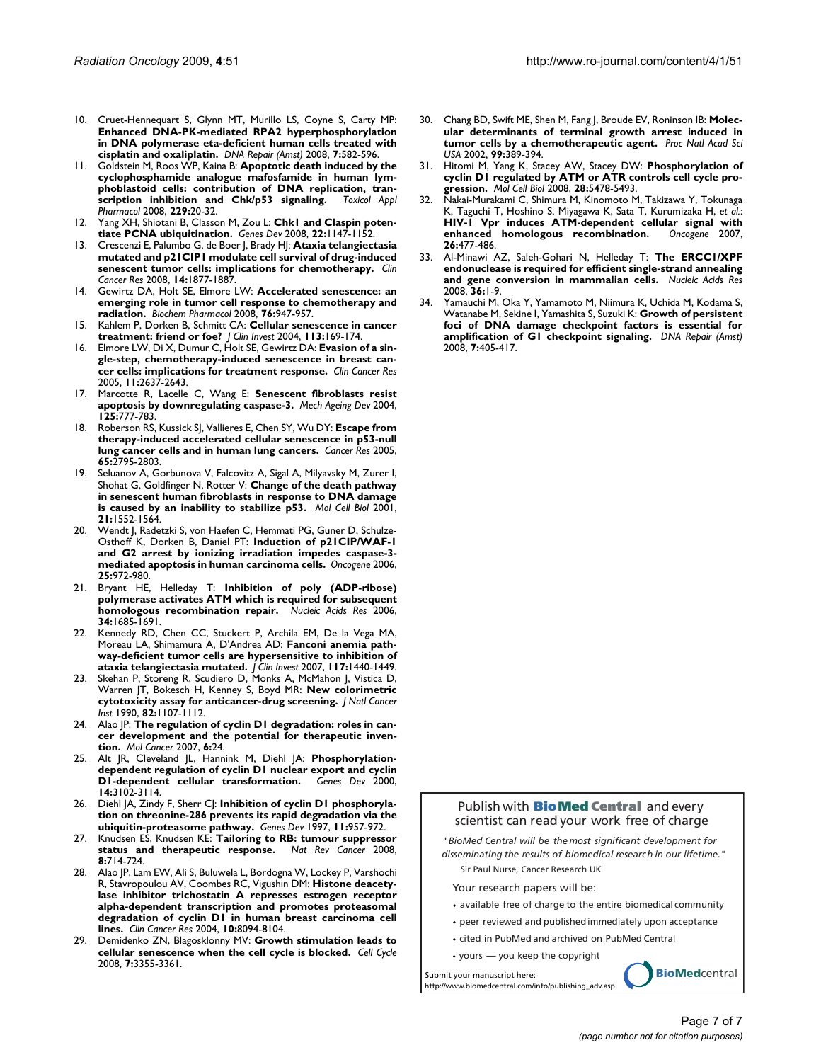10. Cruet-Hennequart S, Glynn MT, Murillo LS, Coyne S, Carty MP: **Enhanced DNA-PK-mediated RPA2 hyperphosphorylation in DNA polymerase eta-deficient human cells treated with cisplatin and oxaliplatin.** *DNA Repair (Amst)* 2008, **7:**582-596.
11. Goldstein M, Roos WP, Kaina B: **Apoptotic death induced by the cyclophosphamide analogue mafosfamide in human lymphoblastoid cells: contribution of DNA replication, transcription inhibition and Chk/p53 signaling.** *Toxicol Appl Pharmacol* 2008, **229:**20-32.
12. Yang XH, Shiotani B, Classon M, Zou L: **Chk1 and Claspin potentiate PCNA ubiquitination.** *Genes Dev* 2008, **22:**1147-1152.
13. Crescenzi E, Palumbo G, de Boer J, Brady HJ: **Ataxia telangiectasia mutated and p21CIP1 modulate cell survival of drug-induced senescent tumor cells: implications for chemotherapy.** *Clin Cancer Res* 2008, **14:**1877-1887.
14. Gewirtz DA, Holt SE, Elmore LW: **Accelerated senescence: an emerging role in tumor cell response to chemotherapy and radiation.** *Biochem Pharmacol* 2008, **76:**947-957.
15. Kahlem P, Dorken B, Schmitt CA: **Cellular senescence in cancer treatment: friend or foe?** *J Clin Invest* 2004, **113:**169-174.
16. Elmore LW, Di X, Dumur C, Holt SE, Gewirtz DA: **Evasion of a single-step, chemotherapy-induced senescence in breast cancer cells: implications for treatment response.** *Clin Cancer Res* 2005, **11:**2637-2643.
17. Marcotte R, Lacelle C, Wang E: **Senescent fibroblasts resist apoptosis by downregulating caspase-3.** *Mech Ageing Dev* 2004, **125:**777-783.
18. Roberson RS, Kussick SJ, Vallieres E, Chen SY, Wu DY: **Escape from therapy-induced accelerated cellular senescence in p53-null lung cancer cells and in human lung cancers.** *Cancer Res* 2005, **65:**2795-2803.
19. Seluanov A, Gorbunova V, Falcovitz A, Sigal A, Milyavsky M, Zurer I, Shohat G, Goldfinger N, Rotter V: **Change of the death pathway in senescent human fibroblasts in response to DNA damage is caused by an inability to stabilize p53.** *Mol Cell Biol* 2001, **21:**1552-1564.
20. Wendt J, Radetzki S, von Haefen C, Hemmati PG, Guner D, Schulze-Osthoff K, Dorken B, Daniel PT: **Induction of p21CIP/WAF-1 and G2 arrest by ionizing irradiation impedes caspase-3-mediated apoptosis in human carcinoma cells.** *Oncogene* 2006, **25:**972-980.
21. Bryant HE, Helleday T: **Inhibition of poly (ADP-ribose) polymerase activates ATM which is required for subsequent homologous recombination repair.** *Nucleic Acids Res* 2006, **34:**1685-1691.
22. Kennedy RD, Chen CC, Stuckert P, Archila EM, De la Vega MA, Moreau LA, Shimamura A, D'Andrea AD: **Fanconi anemia pathway-deficient tumor cells are hypersensitive to inhibition of ataxia telangiectasia mutated.** *J Clin Invest* 2007, **117:**1440-1449.
23. Skehan P, Storeng R, Scudiero D, Monks A, McMahon J, Vistica D, Warren JT, Bokesch H, Kenney S, Boyd MR: **New colorimetric cytotoxicity assay for anticancer-drug screening.** *J Natl Cancer Inst* 1990, **82:**1107-1112.
24. Alao JP: **The regulation of cyclin D1 degradation: roles in cancer development and the potential for therapeutic invention.** *Mol Cancer* 2007, **6:**24.
25. Alt JR, Cleveland JL, Hannink M, Diehl JA: **Phosphorylation-dependent regulation of cyclin D1 nuclear export and cyclin D1-dependent cellular transformation.** *Genes Dev* 2000, **14:**3102-3114.
26. Diehl JA, Zindy F, Sherr CJ: **Inhibition of cyclin D1 phosphorylation on threonine-286 prevents its rapid degradation via the ubiquitin-proteasome pathway.** *Genes Dev* 1997, **11:**957-972.
27. Knudsen ES, Knudsen KE: **Tailoring to RB: tumour suppressor status and therapeutic response.** *Nat Rev Cancer* 2008, **8:**714-724.
28. Alao JP, Lam EW, Ali S, Buluwela L, Bordogna W, Lockey P, Varshochi R, Stavropoulou AV, Coombes RC, Vigushin DM: **Histone deacetylase inhibitor trichostatin A represses estrogen receptor alpha-dependent transcription and promotes proteasomal degradation of cyclin D1 in human breast carcinoma cell lines.** *Clin Cancer Res* 2004, **10:**8094-8104.
29. Demidenko ZN, Blagosklonny MV: **Growth stimulation leads to cellular senescence when the cell cycle is blocked.** *Cell Cycle* 2008, **7:**3355-3361.
30. Chang BD, Swift ME, Shen M, Fang J, Broude EV, Roninson IB: **Molecular determinants of terminal growth arrest induced in tumor cells by a chemotherapeutic agent.** *Proc Natl Acad Sci USA* 2002, **99:**389-394.
31. Hitomi M, Yang K, Stacey AW, Stacey DW: **Phosphorylation of cyclin D1 regulated by ATM or ATR controls cell cycle progression.** *Mol Cell Biol* 2008, **28:**5478-5493.
32. Nakai-Murakami C, Shimura M, Kinomoto M, Takizawa Y, Tokunaga K, Taguchi T, Hoshino S, Miyagawa K, Sata T, Kurumizaka H, *et al.*: **HIV-1 Vpr induces ATM-dependent cellular signal with enhanced homologous recombination.** *Oncogene* 2007, **26:**477-486.
33. Al-Minawi AZ, Saleh-Gohari N, Helleday T: **The ERCC1/XPF endonuclease is required for efficient single-strand annealing and gene conversion in mammalian cells.** *Nucleic Acids Res* 2008, **36:**1-9.
34. Yamauchi M, Oka Y, Yamamoto M, Niimura K, Uchida M, Kodama S, Watanabe M, Sekine I, Yamashita S, Suzuki K: **Growth of persistent foci of DNA damage checkpoint factors is essential for amplification of G1 checkpoint signaling.** *DNA Repair (Amst)* 2008, **7:**405-417.

Publish with **BioMed Central** and every scientist can read your work free of charge

*"BioMed Central will be the most significant development for disseminating the results of biomedical research in our lifetime."*

Sir Paul Nurse, Cancer Research UK

Your research papers will be:

- available free of charge to the entire biomedical community
- peer reviewed and published immediately upon acceptance
- cited in PubMed and archived on PubMed Central
- yours — you keep the copyright

Submit your manuscript here:
http://www.biomedcentral.com/info/publishing_adv.asp

**BioMed**central